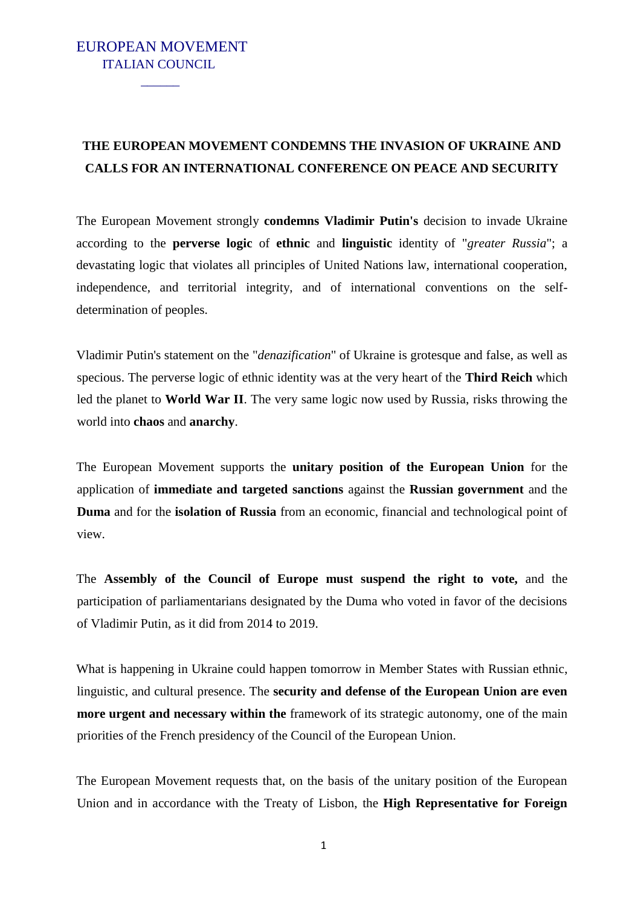EUROPEAN MOVEMENT
ITALIAN COUNCIL

______

# THE EUROPEAN MOVEMENT CONDEMNS THE INVASION OF UKRAINE AND CALLS FOR AN INTERNATIONAL CONFERENCE ON PEACE AND SECURITY

The European Movement strongly **condemns Vladimir Putin's** decision to invade Ukraine according to the **perverse logic** of **ethnic** and **linguistic** identity of "*greater Russia*"; a devastating logic that violates all principles of United Nations law, international cooperation, independence, and territorial integrity, and of international conventions on the self-determination of peoples.

Vladimir Putin's statement on the "*denazification*" of Ukraine is grotesque and false, as well as specious. The perverse logic of ethnic identity was at the very heart of the **Third Reich** which led the planet to **World War II**. The very same logic now used by Russia, risks throwing the world into **chaos** and **anarchy**.

The European Movement supports the **unitary position of the European Union** for the application of **immediate and targeted sanctions** against the **Russian government** and the **Duma** and for the **isolation of Russia** from an economic, financial and technological point of view.

The **Assembly of the Council of Europe must suspend the right to vote,** and the participation of parliamentarians designated by the Duma who voted in favor of the decisions of Vladimir Putin, as it did from 2014 to 2019.

What is happening in Ukraine could happen tomorrow in Member States with Russian ethnic, linguistic, and cultural presence. The **security and defense of the European Union are even more urgent and necessary within the** framework of its strategic autonomy, one of the main priorities of the French presidency of the Council of the European Union.

The European Movement requests that, on the basis of the unitary position of the European Union and in accordance with the Treaty of Lisbon, the **High Representative for Foreign**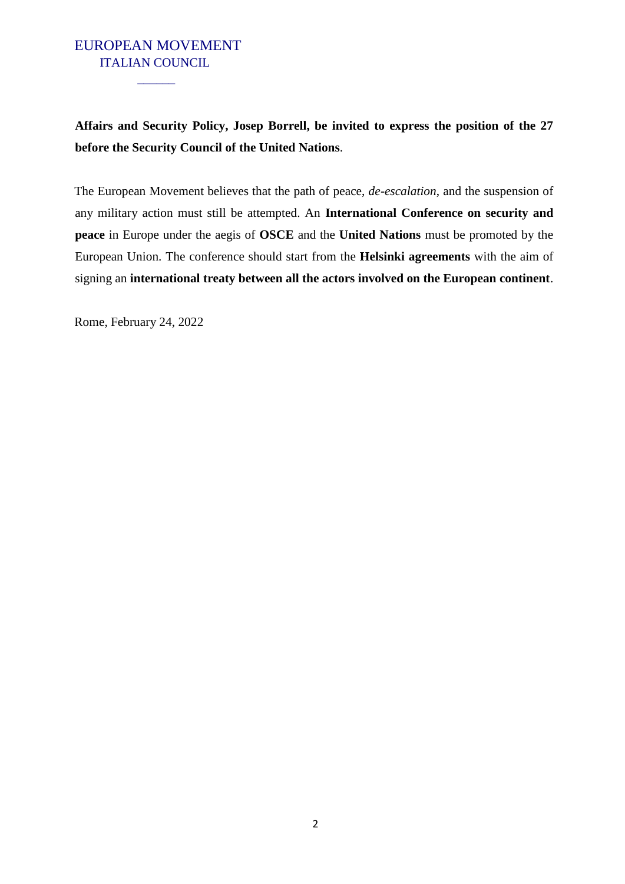**Affairs and Security Policy, Josep Borrell, be invited to express the position of the 27 before the Security Council of the United Nations**.

The European Movement believes that the path of peace, *de-escalation*, and the suspension of any military action must still be attempted. An **International Conference on security and peace** in Europe under the aegis of **OSCE** and the **United Nations** must be promoted by the European Union. The conference should start from the **Helsinki agreements** with the aim of signing an **international treaty between all the actors involved on the European continent**.

Rome, February 24, 2022